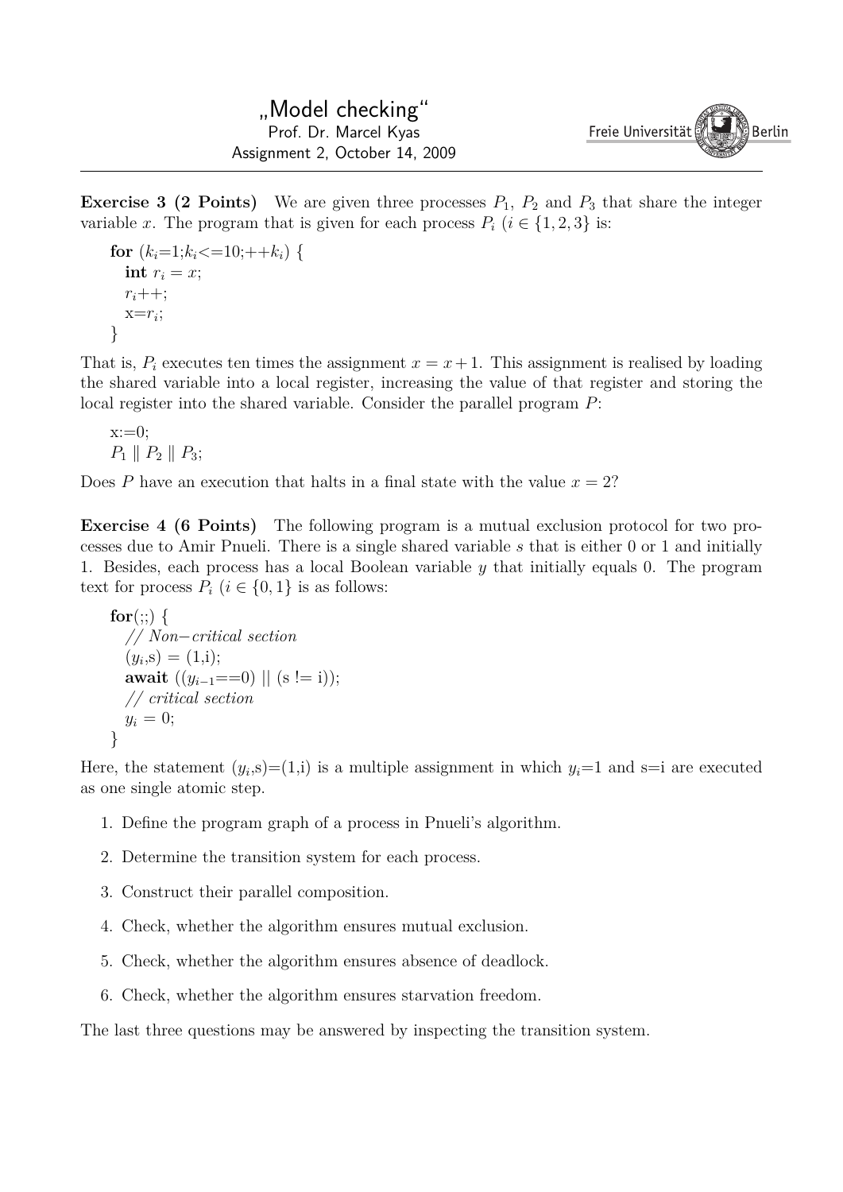# „Model checking"

Prof. Dr. Marcel Kyas
Assignment 2, October 14, 2009

Freie Universität Berlin

**Exercise 3 (2 Points)** We are given three processes $P_1$, $P_2$ and $P_3$ that share the integer variable $x$. The program that is given for each process $P_i$ ($i \in \{1, 2, 3\}$ is:

```
for (k_i=1;k_i<=10;++k_i) {
  int r_i = x;
  r_i++;
  x=r_i;
}
```

That is, $P_i$ executes ten times the assignment $x = x + 1$. This assignment is realised by loading the shared variable into a local register, increasing the value of that register and storing the local register into the shared variable. Consider the parallel program $P$:

```
x:=0;
P_1 || P_2 || P_3;
```

Does $P$ have an execution that halts in a final state with the value $x = 2$?

**Exercise 4 (6 Points)** The following program is a mutual exclusion protocol for two processes due to Amir Pnueli. There is a single shared variable $s$ that is either 0 or 1 and initially 1. Besides, each process has a local Boolean variable $y$ that initially equals 0. The program text for process $P_i$ ($i \in \{0, 1\}$ is as follows:

```
for(;;) {
  // Non−critical section
  (y_i,s) = (1,i);
  await ((y_{i−1}==0) || (s != i));
  // critical section
  y_i = 0;
}
```

Here, the statement $(y_i$,s)=(1,i) is a multiple assignment in which $y_i$=1 and s=i are executed as one single atomic step.

1. Define the program graph of a process in Pnueli's algorithm.
2. Determine the transition system for each process.
3. Construct their parallel composition.
4. Check, whether the algorithm ensures mutual exclusion.
5. Check, whether the algorithm ensures absence of deadlock.
6. Check, whether the algorithm ensures starvation freedom.

The last three questions may be answered by inspecting the transition system.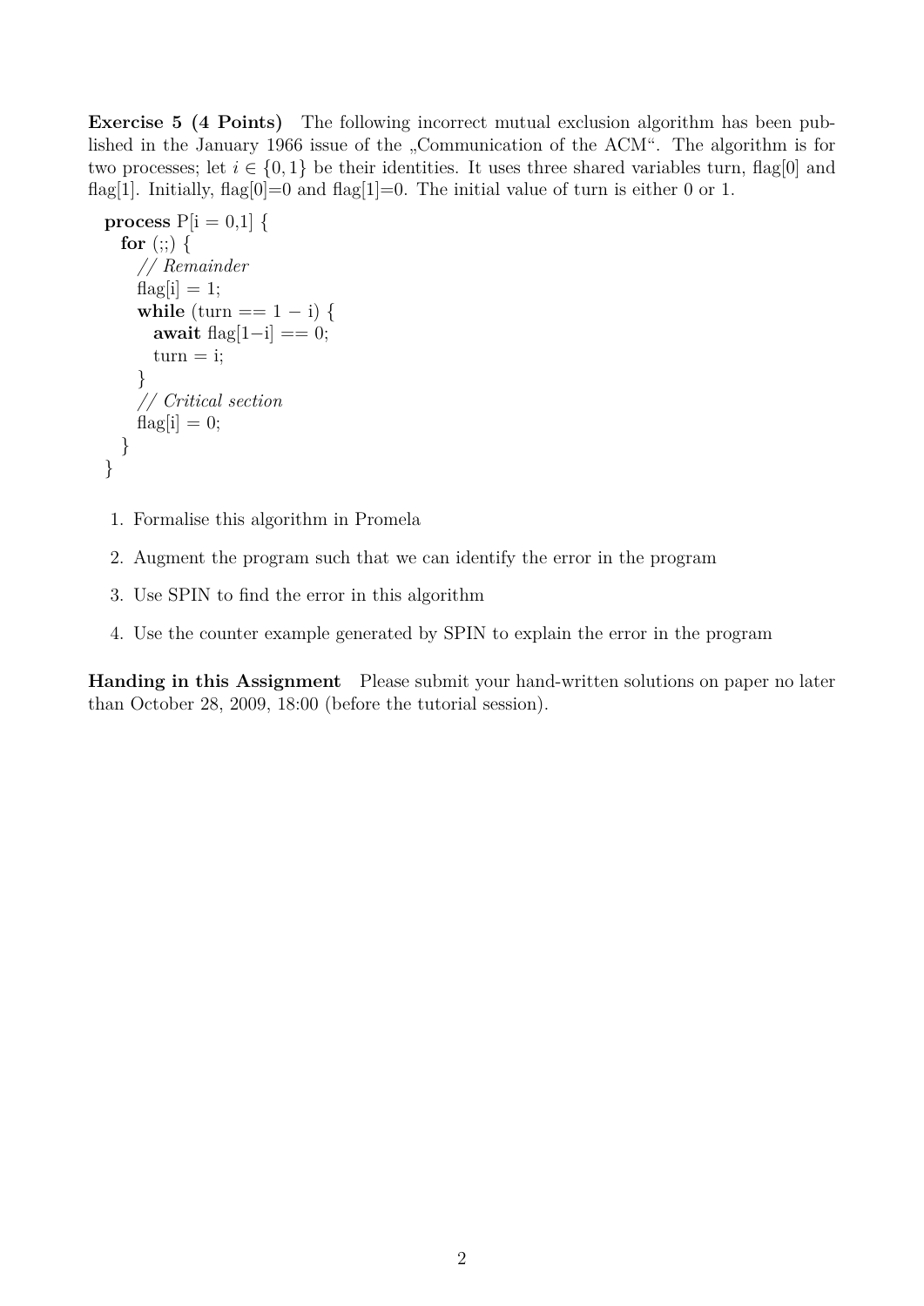**Exercise 5 (4 Points)** The following incorrect mutual exclusion algorithm has been published in the January 1966 issue of the „Communication of the ACM“. The algorithm is for two processes; let $i \in \{0, 1\}$ be their identities. It uses three shared variables turn, flag[0] and flag[1]. Initially, flag[0]=0 and flag[1]=0. The initial value of turn is either 0 or 1.

```
process P[i = 0,1] {
  for (;;) {
    // Remainder
    flag[i] = 1;
    while (turn == 1 − i) {
      await flag[1−i] == 0;
      turn = i;
    }
    // Critical section
    flag[i] = 0;
  }
}
```

1. Formalise this algorithm in Promela
2. Augment the program such that we can identify the error in the program
3. Use SPIN to find the error in this algorithm
4. Use the counter example generated by SPIN to explain the error in the program

**Handing in this Assignment** Please submit your hand-written solutions on paper no later than October 28, 2009, 18:00 (before the tutorial session).